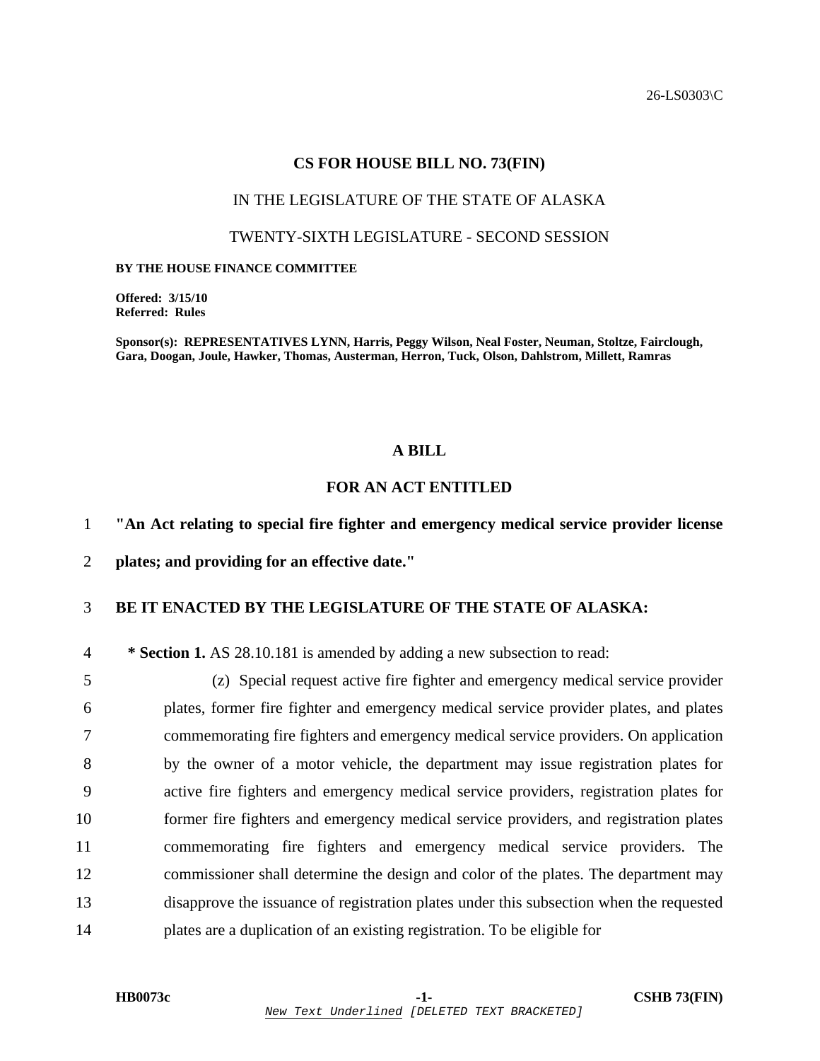26-LS0303\C

# CS FOR HOUSE BILL NO. 73(FIN)

IN THE LEGISLATURE OF THE STATE OF ALASKA

TWENTY-SIXTH LEGISLATURE - SECOND SESSION

**BY THE HOUSE FINANCE COMMITTEE**

**Offered: 3/15/10**
**Referred: Rules**

**Sponsor(s): REPRESENTATIVES LYNN, Harris, Peggy Wilson, Neal Foster, Neuman, Stoltze, Fairclough, Gara, Doogan, Joule, Hawker, Thomas, Austerman, Herron, Tuck, Olson, Dahlstrom, Millett, Ramras**

## A BILL

## FOR AN ACT ENTITLED

1 **"An Act relating to special fire fighter and emergency medical service provider license**
2 **plates; and providing for an effective date."**

3 **BE IT ENACTED BY THE LEGISLATURE OF THE STATE OF ALASKA:**

4 **\* Section 1.** AS 28.10.181 is amended by adding a new subsection to read:

5 (z) Special request active fire fighter and emergency medical service provider
6 plates, former fire fighter and emergency medical service provider plates, and plates
7 commemorating fire fighters and emergency medical service providers. On application
8 by the owner of a motor vehicle, the department may issue registration plates for
9 active fire fighters and emergency medical service providers, registration plates for
10 former fire fighters and emergency medical service providers, and registration plates
11 commemorating fire fighters and emergency medical service providers. The
12 commissioner shall determine the design and color of the plates. The department may
13 disapprove the issuance of registration plates under this subsection when the requested
14 plates are a duplication of an existing registration. To be eligible for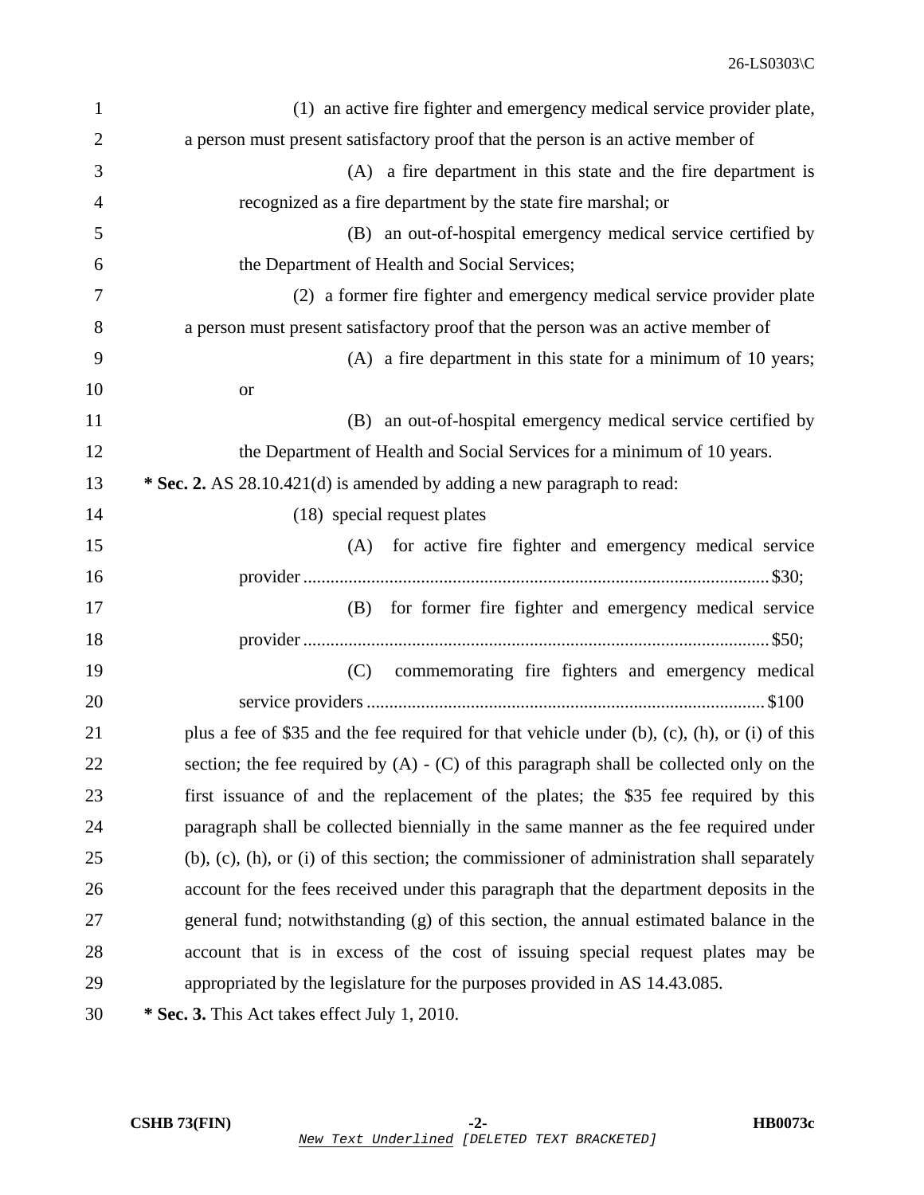(1) an active fire fighter and emergency medical service provider plate, a person must present satisfactory proof that the person is an active member of

(A) a fire department in this state and the fire department is recognized as a fire department by the state fire marshal; or

(B) an out-of-hospital emergency medical service certified by the Department of Health and Social Services;

(2) a former fire fighter and emergency medical service provider plate a person must present satisfactory proof that the person was an active member of

(A) a fire department in this state for a minimum of 10 years; or

(B) an out-of-hospital emergency medical service certified by the Department of Health and Social Services for a minimum of 10 years.

**\* Sec. 2.** AS 28.10.421(d) is amended by adding a new paragraph to read:

(18) special request plates

(A) for active fire fighter and emergency medical service provider ........................................ $30;

(B) for former fire fighter and emergency medical service provider ........................................ $50;

(C) commemorating fire fighters and emergency medical service providers ........................................ $100

plus a fee of $35 and the fee required for that vehicle under (b), (c), (h), or (i) of this section; the fee required by (A) - (C) of this paragraph shall be collected only on the first issuance of and the replacement of the plates; the $35 fee required by this paragraph shall be collected biennially in the same manner as the fee required under (b), (c), (h), or (i) of this section; the commissioner of administration shall separately account for the fees received under this paragraph that the department deposits in the general fund; notwithstanding (g) of this section, the annual estimated balance in the account that is in excess of the cost of issuing special request plates may be appropriated by the legislature for the purposes provided in AS 14.43.085.

**\* Sec. 3.** This Act takes effect July 1, 2010.